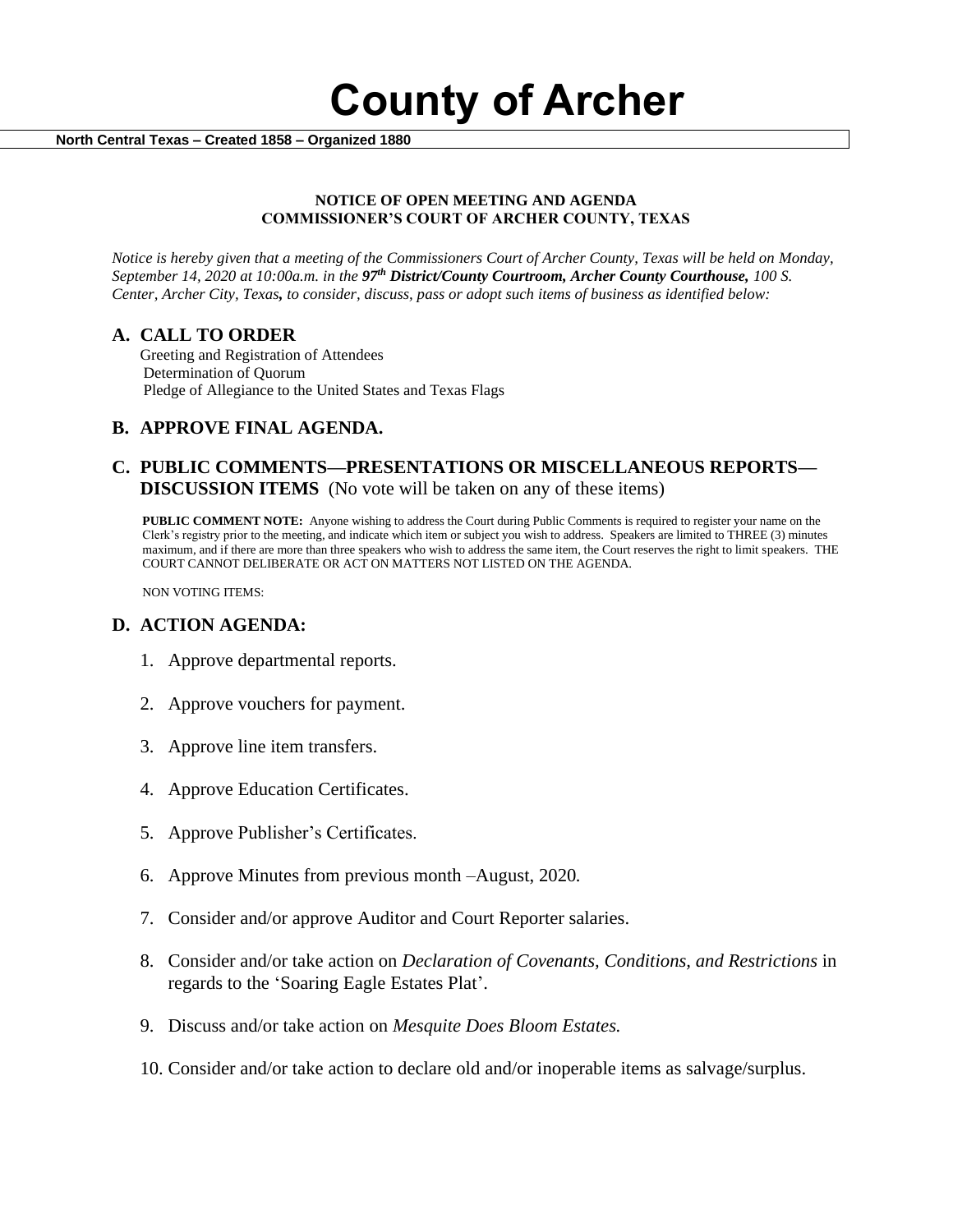# County of Archer

**North Central Texas – Created 1858 – Organized 1880**

**NOTICE OF OPEN MEETING AND AGENDA**
**COMMISSIONER'S COURT OF ARCHER COUNTY, TEXAS**

*Notice is hereby given that a meeting of the Commissioners Court of Archer County, Texas will be held on Monday, September 14, 2020 at 10:00a.m. in the* ***97th District/County Courtroom, Archer County Courthouse,*** *100 S. Center, Archer City, Texas, to consider, discuss, pass or adopt such items of business as identified below:*

## A. CALL TO ORDER

Greeting and Registration of Attendees
Determination of Quorum
Pledge of Allegiance to the United States and Texas Flags

## B. APPROVE FINAL AGENDA.

## C. PUBLIC COMMENTS—PRESENTATIONS OR MISCELLANEOUS REPORTS—DISCUSSION ITEMS (No vote will be taken on any of these items)

**PUBLIC COMMENT NOTE:** Anyone wishing to address the Court during Public Comments is required to register your name on the Clerk's registry prior to the meeting, and indicate which item or subject you wish to address. Speakers are limited to THREE (3) minutes maximum, and if there are more than three speakers who wish to address the same item, the Court reserves the right to limit speakers. THE COURT CANNOT DELIBERATE OR ACT ON MATTERS NOT LISTED ON THE AGENDA.

NON VOTING ITEMS:

## D. ACTION AGENDA:

1. Approve departmental reports.
2. Approve vouchers for payment.
3. Approve line item transfers.
4. Approve Education Certificates.
5. Approve Publisher's Certificates.
6. Approve Minutes from previous month –August, 2020.
7. Consider and/or approve Auditor and Court Reporter salaries.
8. Consider and/or take action on *Declaration of Covenants, Conditions, and Restrictions* in regards to the 'Soaring Eagle Estates Plat'.
9. Discuss and/or take action on *Mesquite Does Bloom Estates.*
10. Consider and/or take action to declare old and/or inoperable items as salvage/surplus.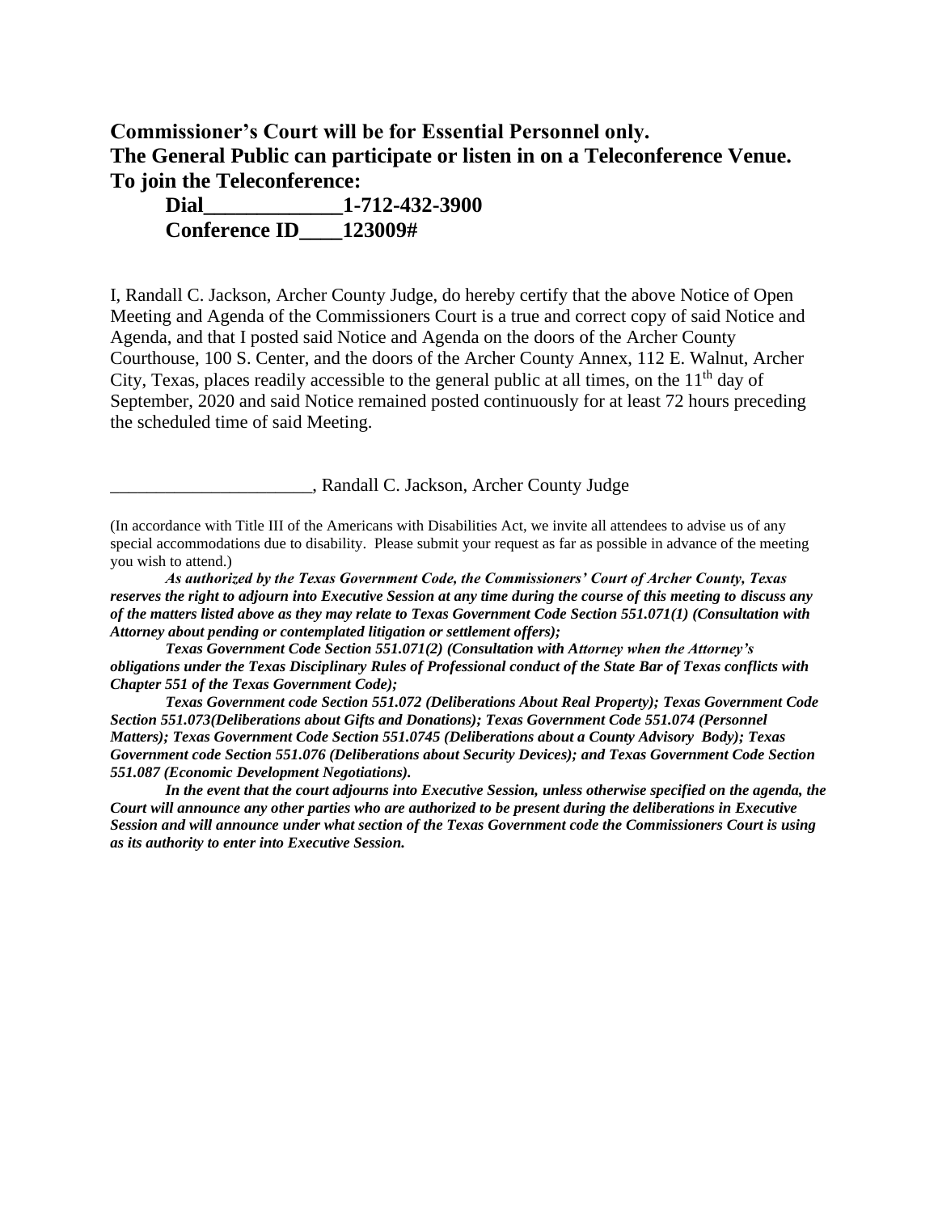**Commissioner's Court will be for Essential Personnel only.**
**The General Public can participate or listen in on a Teleconference Venue.**
**To join the Teleconference:**

**Dial_____________1-712-432-3900**
**Conference ID____123009#**

I, Randall C. Jackson, Archer County Judge, do hereby certify that the above Notice of Open Meeting and Agenda of the Commissioners Court is a true and correct copy of said Notice and Agenda, and that I posted said Notice and Agenda on the doors of the Archer County Courthouse, 100 S. Center, and the doors of the Archer County Annex, 112 E. Walnut, Archer City, Texas, places readily accessible to the general public at all times, on the 11th day of September, 2020 and said Notice remained posted continuously for at least 72 hours preceding the scheduled time of said Meeting.

______________________, Randall C. Jackson, Archer County Judge

(In accordance with Title III of the Americans with Disabilities Act, we invite all attendees to advise us of any special accommodations due to disability. Please submit your request as far as possible in advance of the meeting you wish to attend.)

***As authorized by the Texas Government Code, the Commissioners' Court of Archer County, Texas reserves the right to adjourn into Executive Session at any time during the course of this meeting to discuss any of the matters listed above as they may relate to Texas Government Code Section 551.071(1) (Consultation with Attorney about pending or contemplated litigation or settlement offers);***

***Texas Government Code Section 551.071(2) (Consultation with Attorney when the Attorney's obligations under the Texas Disciplinary Rules of Professional conduct of the State Bar of Texas conflicts with Chapter 551 of the Texas Government Code);***

***Texas Government code Section 551.072 (Deliberations About Real Property); Texas Government Code Section 551.073(Deliberations about Gifts and Donations); Texas Government Code 551.074 (Personnel Matters); Texas Government Code Section 551.0745 (Deliberations about a County Advisory Body); Texas Government code Section 551.076 (Deliberations about Security Devices); and Texas Government Code Section 551.087 (Economic Development Negotiations).***

***In the event that the court adjourns into Executive Session, unless otherwise specified on the agenda, the Court will announce any other parties who are authorized to be present during the deliberations in Executive Session and will announce under what section of the Texas Government code the Commissioners Court is using as its authority to enter into Executive Session.***